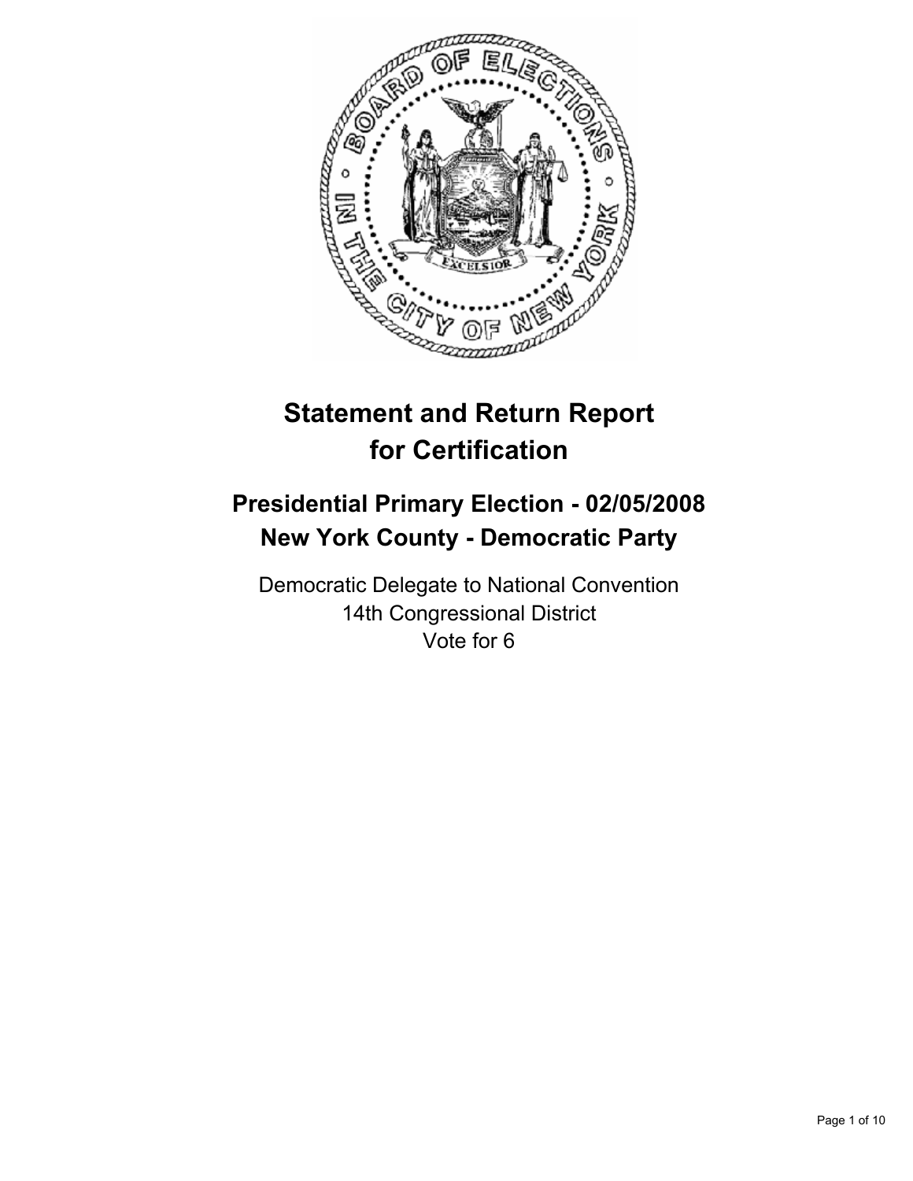# Statement and Return Report for Certification

## Presidential Primary Election - 02/05/2008
## New York County - Democratic Party

Democratic Delegate to National Convention
14th Congressional District
Vote for 6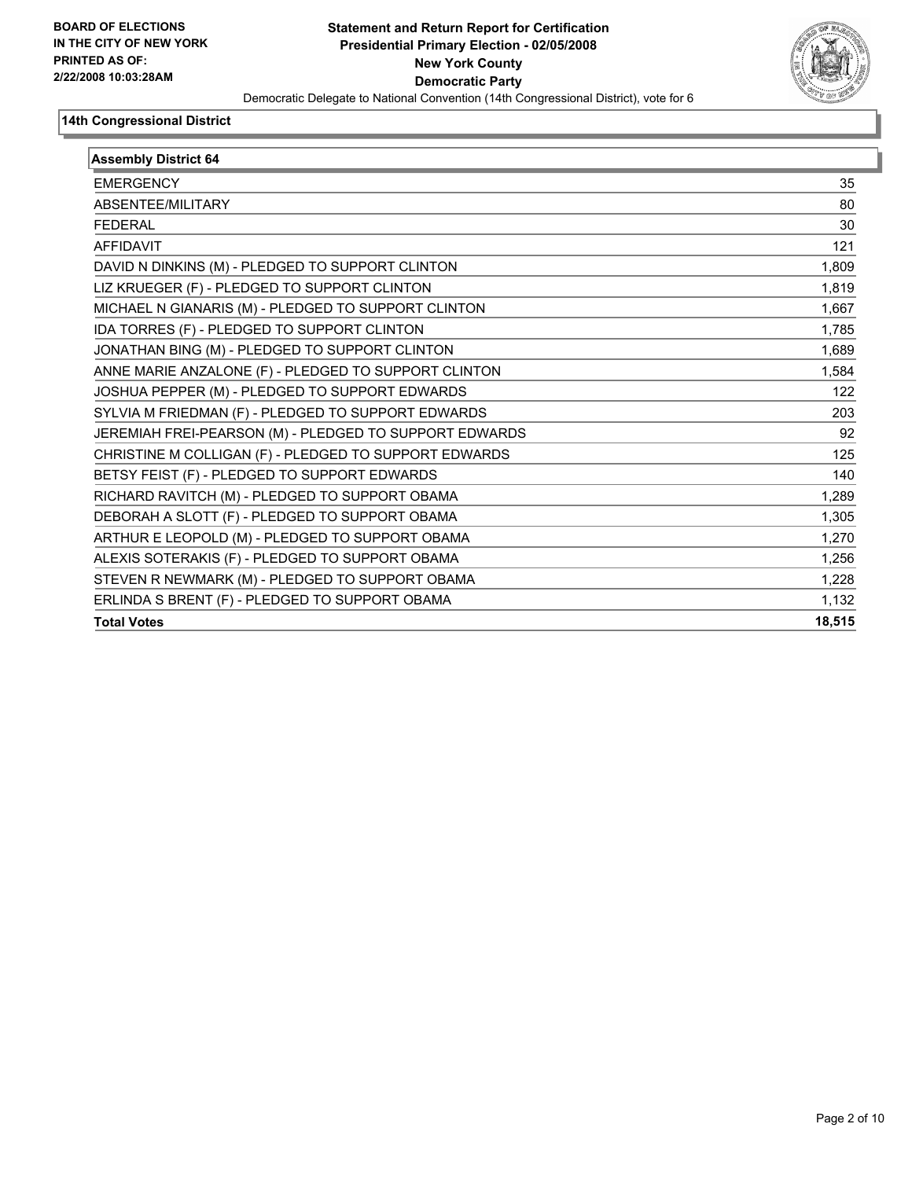**BOARD OF ELECTIONS IN THE CITY OF NEW YORK**
**PRINTED AS OF: 2/22/2008 10:03:28AM**

**Statement and Return Report for Certification**
**Presidential Primary Election - 02/05/2008**
**New York County**
**Democratic Party**
Democratic Delegate to National Convention (14th Congressional District), vote for 6

**14th Congressional District**

| Assembly District 64 | |
|---|---|
| EMERGENCY | 35 |
| ABSENTEE/MILITARY | 80 |
| FEDERAL | 30 |
| AFFIDAVIT | 121 |
| DAVID N DINKINS (M) - PLEDGED TO SUPPORT CLINTON | 1,809 |
| LIZ KRUEGER (F) - PLEDGED TO SUPPORT CLINTON | 1,819 |
| MICHAEL N GIANARIS (M) - PLEDGED TO SUPPORT CLINTON | 1,667 |
| IDA TORRES (F) - PLEDGED TO SUPPORT CLINTON | 1,785 |
| JONATHAN BING (M) - PLEDGED TO SUPPORT CLINTON | 1,689 |
| ANNE MARIE ANZALONE (F) - PLEDGED TO SUPPORT CLINTON | 1,584 |
| JOSHUA PEPPER (M) - PLEDGED TO SUPPORT EDWARDS | 122 |
| SYLVIA M FRIEDMAN (F) - PLEDGED TO SUPPORT EDWARDS | 203 |
| JEREMIAH FREI-PEARSON (M) - PLEDGED TO SUPPORT EDWARDS | 92 |
| CHRISTINE M COLLIGAN (F) - PLEDGED TO SUPPORT EDWARDS | 125 |
| BETSY FEIST (F) - PLEDGED TO SUPPORT EDWARDS | 140 |
| RICHARD RAVITCH (M) - PLEDGED TO SUPPORT OBAMA | 1,289 |
| DEBORAH A SLOTT (F) - PLEDGED TO SUPPORT OBAMA | 1,305 |
| ARTHUR E LEOPOLD (M) - PLEDGED TO SUPPORT OBAMA | 1,270 |
| ALEXIS SOTERAKIS (F) - PLEDGED TO SUPPORT OBAMA | 1,256 |
| STEVEN R NEWMARK (M) - PLEDGED TO SUPPORT OBAMA | 1,228 |
| ERLINDA S BRENT (F) - PLEDGED TO SUPPORT OBAMA | 1,132 |
| **Total Votes** | **18,515** |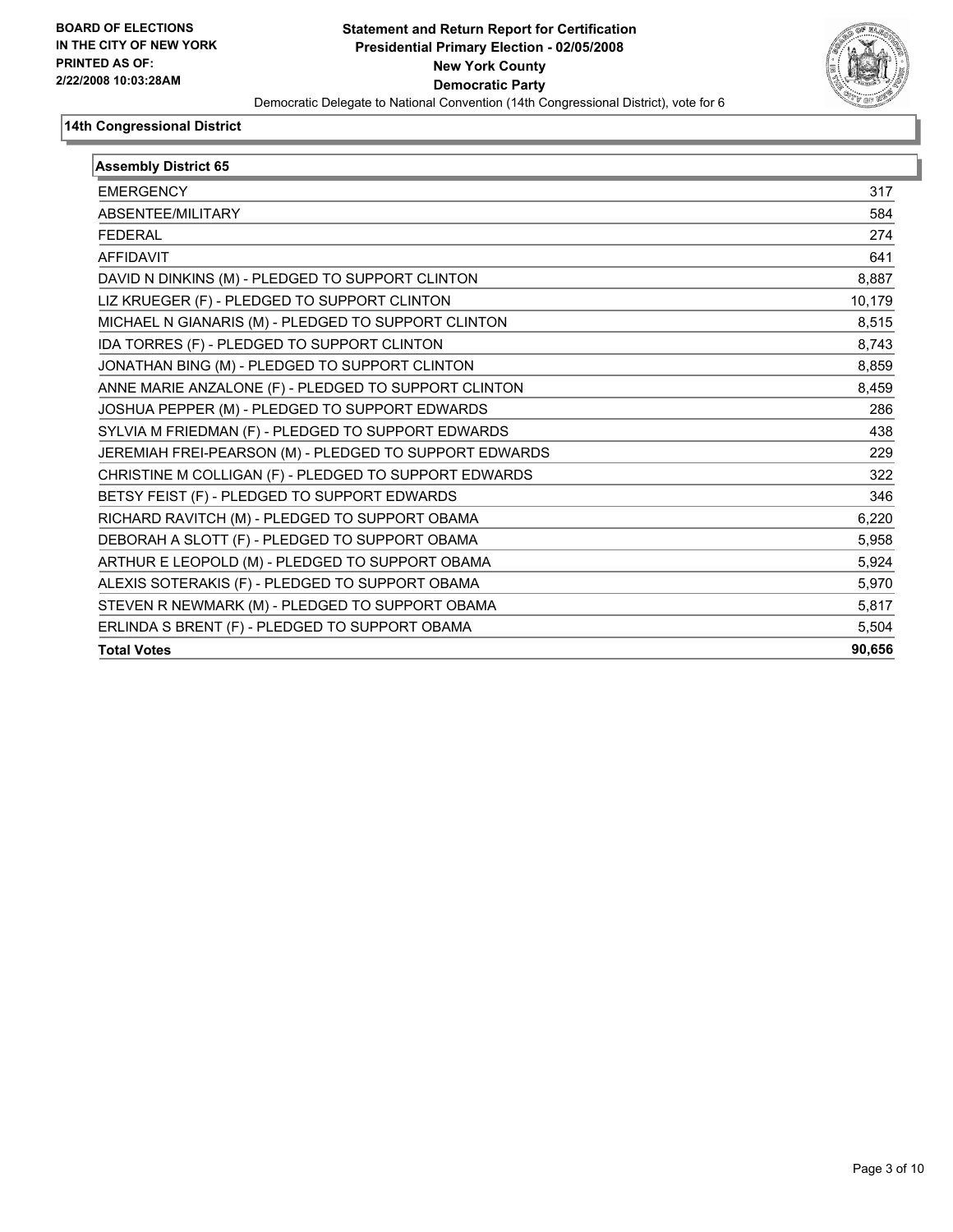**BOARD OF ELECTIONS IN THE CITY OF NEW YORK**
**PRINTED AS OF: 2/22/2008 10:03:28AM**

# Statement and Return Report for Certification
## Presidential Primary Election - 02/05/2008
## New York County
## Democratic Party

Democratic Delegate to National Convention (14th Congressional District), vote for 6

### 14th Congressional District

| Assembly District 65 | |
|---|---|
| EMERGENCY | 317 |
| ABSENTEE/MILITARY | 584 |
| FEDERAL | 274 |
| AFFIDAVIT | 641 |
| DAVID N DINKINS (M) - PLEDGED TO SUPPORT CLINTON | 8,887 |
| LIZ KRUEGER (F) - PLEDGED TO SUPPORT CLINTON | 10,179 |
| MICHAEL N GIANARIS (M) - PLEDGED TO SUPPORT CLINTON | 8,515 |
| IDA TORRES (F) - PLEDGED TO SUPPORT CLINTON | 8,743 |
| JONATHAN BING (M) - PLEDGED TO SUPPORT CLINTON | 8,859 |
| ANNE MARIE ANZALONE (F) - PLEDGED TO SUPPORT CLINTON | 8,459 |
| JOSHUA PEPPER (M) - PLEDGED TO SUPPORT EDWARDS | 286 |
| SYLVIA M FRIEDMAN (F) - PLEDGED TO SUPPORT EDWARDS | 438 |
| JEREMIAH FREI-PEARSON (M) - PLEDGED TO SUPPORT EDWARDS | 229 |
| CHRISTINE M COLLIGAN (F) - PLEDGED TO SUPPORT EDWARDS | 322 |
| BETSY FEIST (F) - PLEDGED TO SUPPORT EDWARDS | 346 |
| RICHARD RAVITCH (M) - PLEDGED TO SUPPORT OBAMA | 6,220 |
| DEBORAH A SLOTT (F) - PLEDGED TO SUPPORT OBAMA | 5,958 |
| ARTHUR E LEOPOLD (M) - PLEDGED TO SUPPORT OBAMA | 5,924 |
| ALEXIS SOTERAKIS (F) - PLEDGED TO SUPPORT OBAMA | 5,970 |
| STEVEN R NEWMARK (M) - PLEDGED TO SUPPORT OBAMA | 5,817 |
| ERLINDA S BRENT (F) - PLEDGED TO SUPPORT OBAMA | 5,504 |
| **Total Votes** | **90,656** |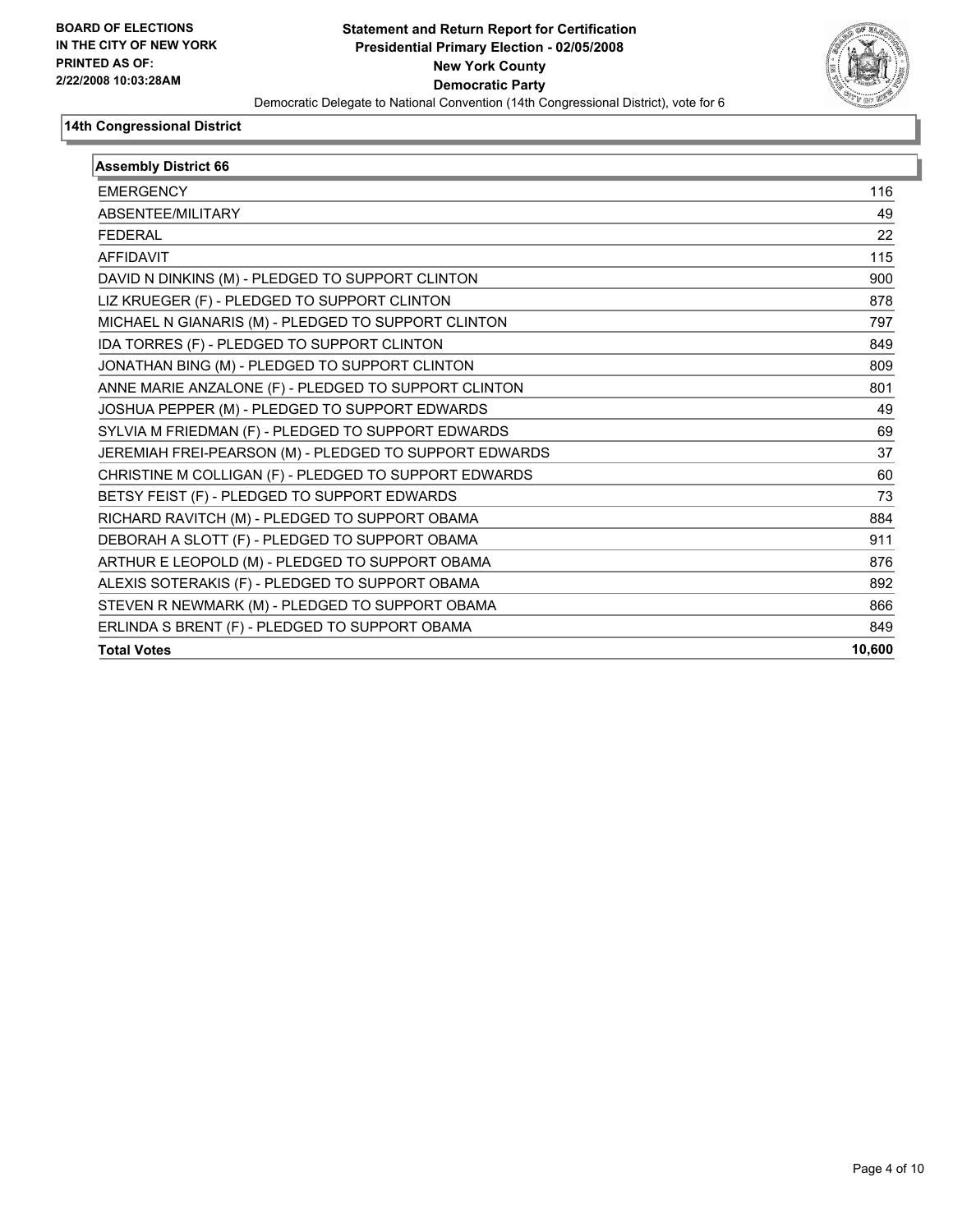**BOARD OF ELECTIONS IN THE CITY OF NEW YORK PRINTED AS OF: 2/22/2008 10:03:28AM**

# Statement and Return Report for Certification
## Presidential Primary Election - 02/05/2008
## New York County
## Democratic Party

Democratic Delegate to National Convention (14th Congressional District), vote for 6

### 14th Congressional District

| Assembly District 66 | |
|---|---|
| EMERGENCY | 116 |
| ABSENTEE/MILITARY | 49 |
| FEDERAL | 22 |
| AFFIDAVIT | 115 |
| DAVID N DINKINS (M) - PLEDGED TO SUPPORT CLINTON | 900 |
| LIZ KRUEGER (F) - PLEDGED TO SUPPORT CLINTON | 878 |
| MICHAEL N GIANARIS (M) - PLEDGED TO SUPPORT CLINTON | 797 |
| IDA TORRES (F) - PLEDGED TO SUPPORT CLINTON | 849 |
| JONATHAN BING (M) - PLEDGED TO SUPPORT CLINTON | 809 |
| ANNE MARIE ANZALONE (F) - PLEDGED TO SUPPORT CLINTON | 801 |
| JOSHUA PEPPER (M) - PLEDGED TO SUPPORT EDWARDS | 49 |
| SYLVIA M FRIEDMAN (F) - PLEDGED TO SUPPORT EDWARDS | 69 |
| JEREMIAH FREI-PEARSON (M) - PLEDGED TO SUPPORT EDWARDS | 37 |
| CHRISTINE M COLLIGAN (F) - PLEDGED TO SUPPORT EDWARDS | 60 |
| BETSY FEIST (F) - PLEDGED TO SUPPORT EDWARDS | 73 |
| RICHARD RAVITCH (M) - PLEDGED TO SUPPORT OBAMA | 884 |
| DEBORAH A SLOTT (F) - PLEDGED TO SUPPORT OBAMA | 911 |
| ARTHUR E LEOPOLD (M) - PLEDGED TO SUPPORT OBAMA | 876 |
| ALEXIS SOTERAKIS (F) - PLEDGED TO SUPPORT OBAMA | 892 |
| STEVEN R NEWMARK (M) - PLEDGED TO SUPPORT OBAMA | 866 |
| ERLINDA S BRENT (F) - PLEDGED TO SUPPORT OBAMA | 849 |
| **Total Votes** | **10,600** |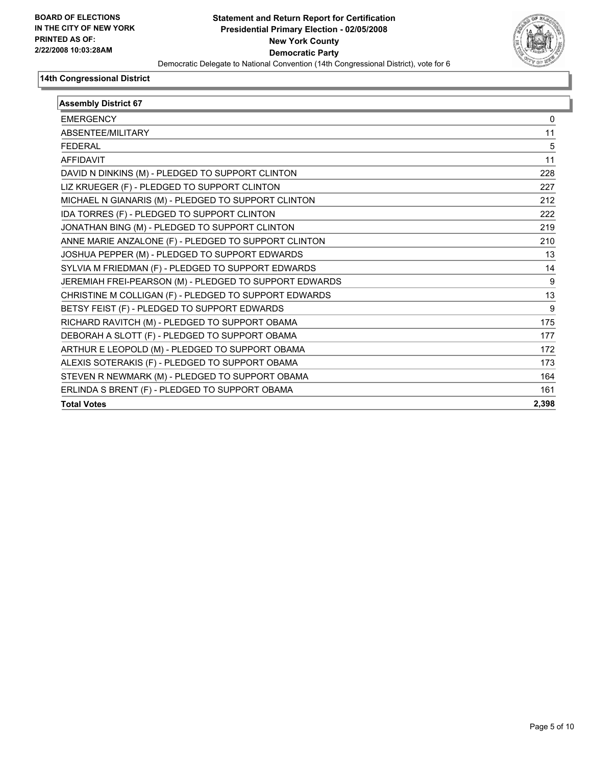**BOARD OF ELECTIONS IN THE CITY OF NEW YORK**
**PRINTED AS OF:**
**2/22/2008 10:03:28AM**

# Statement and Return Report for Certification
## Presidential Primary Election - 02/05/2008
## New York County
## Democratic Party

Democratic Delegate to National Convention (14th Congressional District), vote for 6

### 14th Congressional District

| Assembly District 67 | |
|---|---|
| EMERGENCY | 0 |
| ABSENTEE/MILITARY | 11 |
| FEDERAL | 5 |
| AFFIDAVIT | 11 |
| DAVID N DINKINS (M) - PLEDGED TO SUPPORT CLINTON | 228 |
| LIZ KRUEGER (F) - PLEDGED TO SUPPORT CLINTON | 227 |
| MICHAEL N GIANARIS (M) - PLEDGED TO SUPPORT CLINTON | 212 |
| IDA TORRES (F) - PLEDGED TO SUPPORT CLINTON | 222 |
| JONATHAN BING (M) - PLEDGED TO SUPPORT CLINTON | 219 |
| ANNE MARIE ANZALONE (F) - PLEDGED TO SUPPORT CLINTON | 210 |
| JOSHUA PEPPER (M) - PLEDGED TO SUPPORT EDWARDS | 13 |
| SYLVIA M FRIEDMAN (F) - PLEDGED TO SUPPORT EDWARDS | 14 |
| JEREMIAH FREI-PEARSON (M) - PLEDGED TO SUPPORT EDWARDS | 9 |
| CHRISTINE M COLLIGAN (F) - PLEDGED TO SUPPORT EDWARDS | 13 |
| BETSY FEIST (F) - PLEDGED TO SUPPORT EDWARDS | 9 |
| RICHARD RAVITCH (M) - PLEDGED TO SUPPORT OBAMA | 175 |
| DEBORAH A SLOTT (F) - PLEDGED TO SUPPORT OBAMA | 177 |
| ARTHUR E LEOPOLD (M) - PLEDGED TO SUPPORT OBAMA | 172 |
| ALEXIS SOTERAKIS (F) - PLEDGED TO SUPPORT OBAMA | 173 |
| STEVEN R NEWMARK (M) - PLEDGED TO SUPPORT OBAMA | 164 |
| ERLINDA S BRENT (F) - PLEDGED TO SUPPORT OBAMA | 161 |
| **Total Votes** | **2,398** |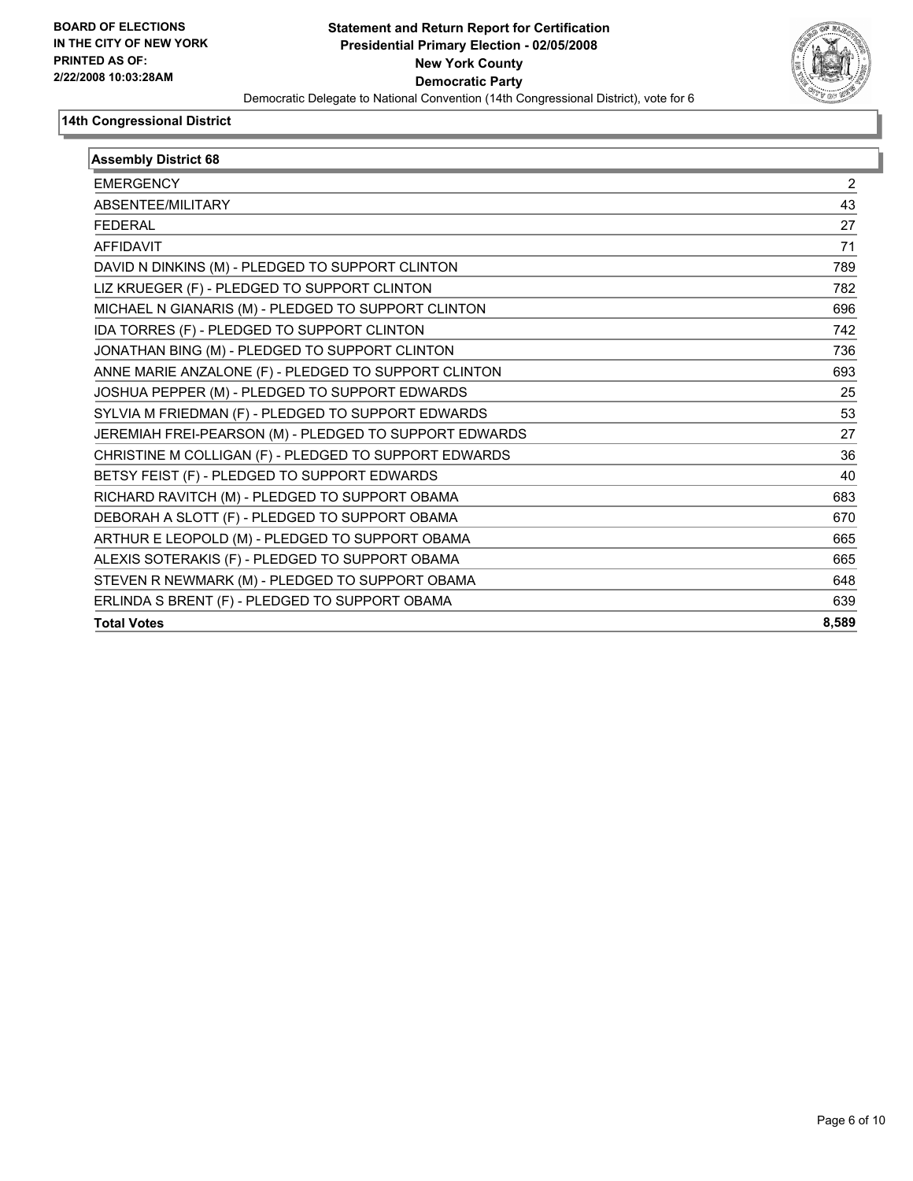**BOARD OF ELECTIONS IN THE CITY OF NEW YORK PRINTED AS OF: 2/22/2008 10:03:28AM**

# Statement and Return Report for Certification
## Presidential Primary Election - 02/05/2008
## New York County
## Democratic Party
Democratic Delegate to National Convention (14th Congressional District), vote for 6

**14th Congressional District**

| Assembly District 68 | |
|---|---|
| EMERGENCY | 2 |
| ABSENTEE/MILITARY | 43 |
| FEDERAL | 27 |
| AFFIDAVIT | 71 |
| DAVID N DINKINS (M) - PLEDGED TO SUPPORT CLINTON | 789 |
| LIZ KRUEGER (F) - PLEDGED TO SUPPORT CLINTON | 782 |
| MICHAEL N GIANARIS (M) - PLEDGED TO SUPPORT CLINTON | 696 |
| IDA TORRES (F) - PLEDGED TO SUPPORT CLINTON | 742 |
| JONATHAN BING (M) - PLEDGED TO SUPPORT CLINTON | 736 |
| ANNE MARIE ANZALONE (F) - PLEDGED TO SUPPORT CLINTON | 693 |
| JOSHUA PEPPER (M) - PLEDGED TO SUPPORT EDWARDS | 25 |
| SYLVIA M FRIEDMAN (F) - PLEDGED TO SUPPORT EDWARDS | 53 |
| JEREMIAH FREI-PEARSON (M) - PLEDGED TO SUPPORT EDWARDS | 27 |
| CHRISTINE M COLLIGAN (F) - PLEDGED TO SUPPORT EDWARDS | 36 |
| BETSY FEIST (F) - PLEDGED TO SUPPORT EDWARDS | 40 |
| RICHARD RAVITCH (M) - PLEDGED TO SUPPORT OBAMA | 683 |
| DEBORAH A SLOTT (F) - PLEDGED TO SUPPORT OBAMA | 670 |
| ARTHUR E LEOPOLD (M) - PLEDGED TO SUPPORT OBAMA | 665 |
| ALEXIS SOTERAKIS (F) - PLEDGED TO SUPPORT OBAMA | 665 |
| STEVEN R NEWMARK (M) - PLEDGED TO SUPPORT OBAMA | 648 |
| ERLINDA S BRENT (F) - PLEDGED TO SUPPORT OBAMA | 639 |
| **Total Votes** | **8,589** |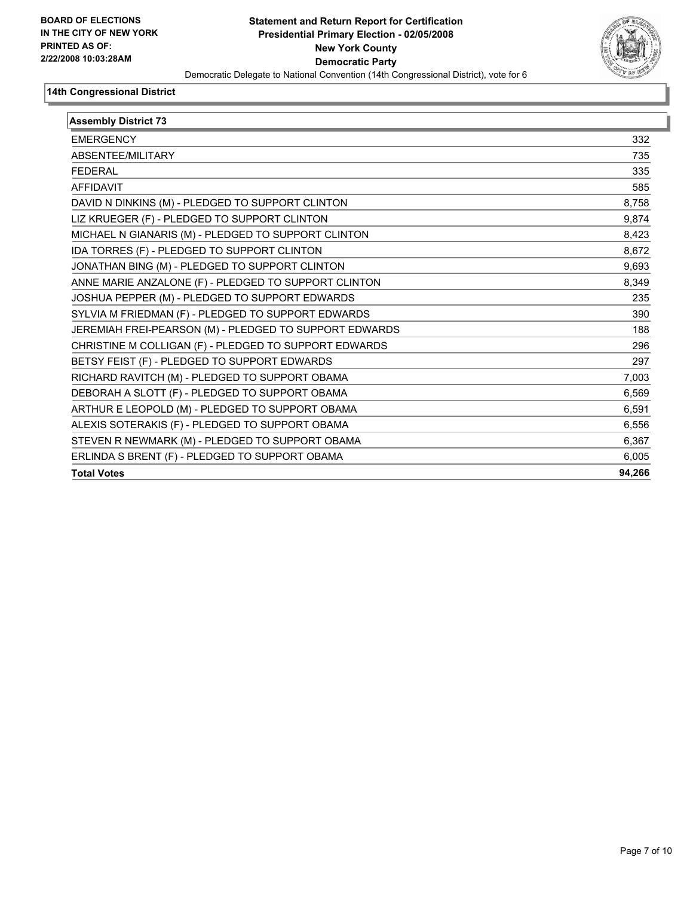**BOARD OF ELECTIONS IN THE CITY OF NEW YORK**
**PRINTED AS OF: 2/22/2008 10:03:28AM**

# Statement and Return Report for Certification
## Presidential Primary Election - 02/05/2008
## New York County
## Democratic Party

Democratic Delegate to National Convention (14th Congressional District), vote for 6

### 14th Congressional District

| Assembly District 73 | |
|---|---|
| EMERGENCY | 332 |
| ABSENTEE/MILITARY | 735 |
| FEDERAL | 335 |
| AFFIDAVIT | 585 |
| DAVID N DINKINS (M) - PLEDGED TO SUPPORT CLINTON | 8,758 |
| LIZ KRUEGER (F) - PLEDGED TO SUPPORT CLINTON | 9,874 |
| MICHAEL N GIANARIS (M) - PLEDGED TO SUPPORT CLINTON | 8,423 |
| IDA TORRES (F) - PLEDGED TO SUPPORT CLINTON | 8,672 |
| JONATHAN BING (M) - PLEDGED TO SUPPORT CLINTON | 9,693 |
| ANNE MARIE ANZALONE (F) - PLEDGED TO SUPPORT CLINTON | 8,349 |
| JOSHUA PEPPER (M) - PLEDGED TO SUPPORT EDWARDS | 235 |
| SYLVIA M FRIEDMAN (F) - PLEDGED TO SUPPORT EDWARDS | 390 |
| JEREMIAH FREI-PEARSON (M) - PLEDGED TO SUPPORT EDWARDS | 188 |
| CHRISTINE M COLLIGAN (F) - PLEDGED TO SUPPORT EDWARDS | 296 |
| BETSY FEIST (F) - PLEDGED TO SUPPORT EDWARDS | 297 |
| RICHARD RAVITCH (M) - PLEDGED TO SUPPORT OBAMA | 7,003 |
| DEBORAH A SLOTT (F) - PLEDGED TO SUPPORT OBAMA | 6,569 |
| ARTHUR E LEOPOLD (M) - PLEDGED TO SUPPORT OBAMA | 6,591 |
| ALEXIS SOTERAKIS (F) - PLEDGED TO SUPPORT OBAMA | 6,556 |
| STEVEN R NEWMARK (M) - PLEDGED TO SUPPORT OBAMA | 6,367 |
| ERLINDA S BRENT (F) - PLEDGED TO SUPPORT OBAMA | 6,005 |
| **Total Votes** | **94,266** |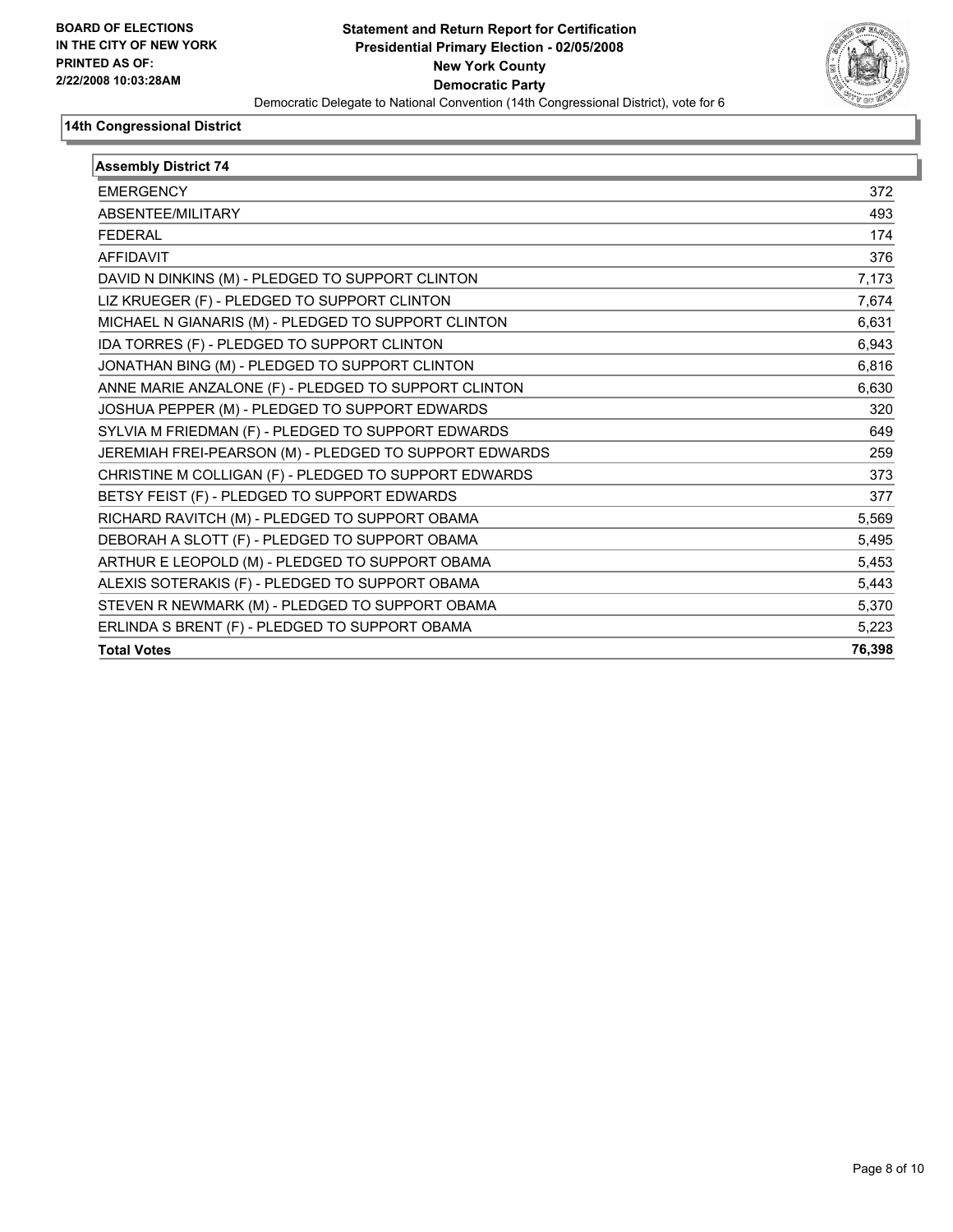**BOARD OF ELECTIONS IN THE CITY OF NEW YORK PRINTED AS OF: 2/22/2008 10:03:28AM**

# Statement and Return Report for Certification
## Presidential Primary Election - 02/05/2008
## New York County
## Democratic Party

Democratic Delegate to National Convention (14th Congressional District), vote for 6

### 14th Congressional District

| Assembly District 74 | |
|---|---|
| EMERGENCY | 372 |
| ABSENTEE/MILITARY | 493 |
| FEDERAL | 174 |
| AFFIDAVIT | 376 |
| DAVID N DINKINS (M) - PLEDGED TO SUPPORT CLINTON | 7,173 |
| LIZ KRUEGER (F) - PLEDGED TO SUPPORT CLINTON | 7,674 |
| MICHAEL N GIANARIS (M) - PLEDGED TO SUPPORT CLINTON | 6,631 |
| IDA TORRES (F) - PLEDGED TO SUPPORT CLINTON | 6,943 |
| JONATHAN BING (M) - PLEDGED TO SUPPORT CLINTON | 6,816 |
| ANNE MARIE ANZALONE (F) - PLEDGED TO SUPPORT CLINTON | 6,630 |
| JOSHUA PEPPER (M) - PLEDGED TO SUPPORT EDWARDS | 320 |
| SYLVIA M FRIEDMAN (F) - PLEDGED TO SUPPORT EDWARDS | 649 |
| JEREMIAH FREI-PEARSON (M) - PLEDGED TO SUPPORT EDWARDS | 259 |
| CHRISTINE M COLLIGAN (F) - PLEDGED TO SUPPORT EDWARDS | 373 |
| BETSY FEIST (F) - PLEDGED TO SUPPORT EDWARDS | 377 |
| RICHARD RAVITCH (M) - PLEDGED TO SUPPORT OBAMA | 5,569 |
| DEBORAH A SLOTT (F) - PLEDGED TO SUPPORT OBAMA | 5,495 |
| ARTHUR E LEOPOLD (M) - PLEDGED TO SUPPORT OBAMA | 5,453 |
| ALEXIS SOTERAKIS (F) - PLEDGED TO SUPPORT OBAMA | 5,443 |
| STEVEN R NEWMARK (M) - PLEDGED TO SUPPORT OBAMA | 5,370 |
| ERLINDA S BRENT (F) - PLEDGED TO SUPPORT OBAMA | 5,223 |
| **Total Votes** | **76,398** |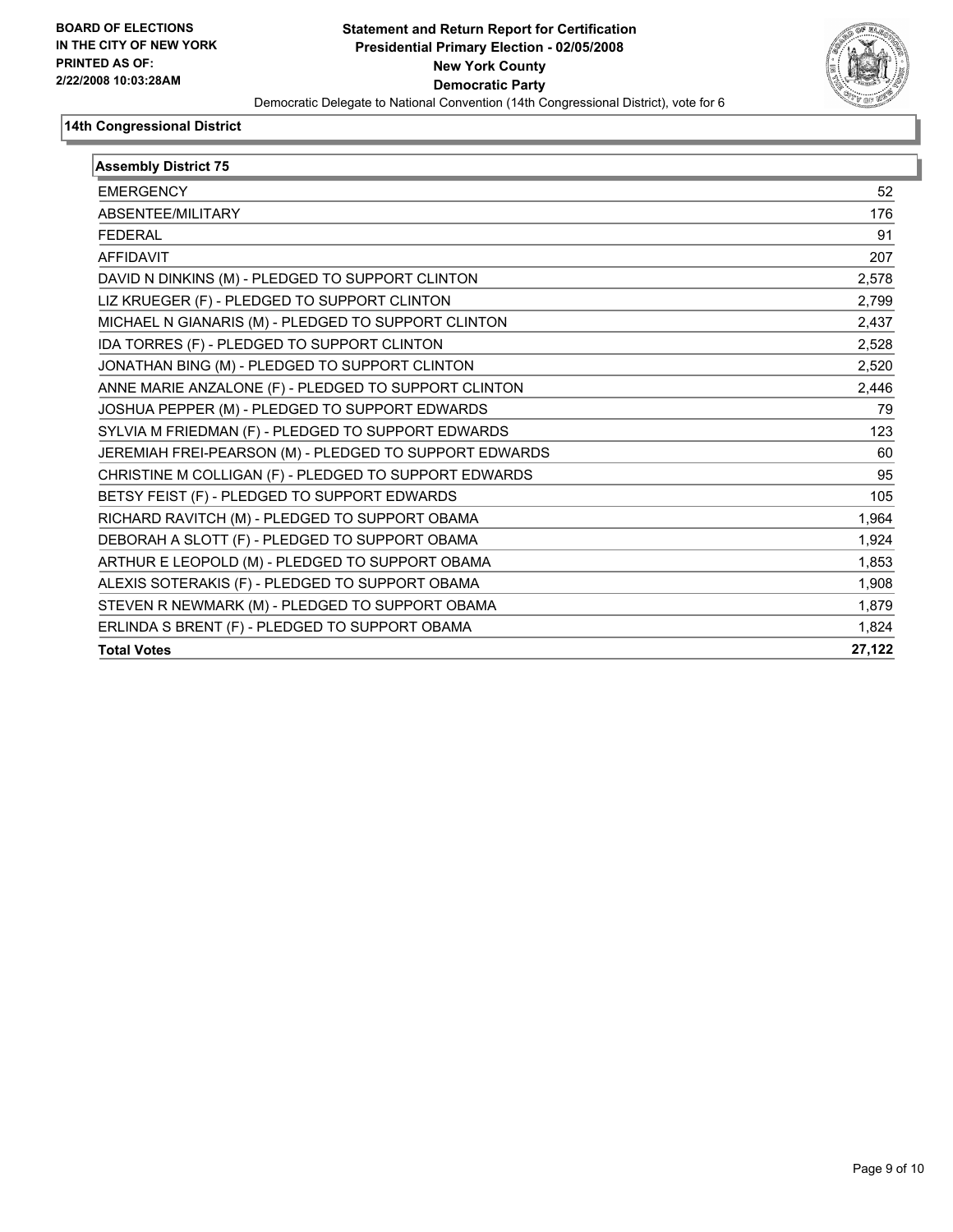**BOARD OF ELECTIONS IN THE CITY OF NEW YORK PRINTED AS OF: 2/22/2008 10:03:28AM**

# Statement and Return Report for Certification
## Presidential Primary Election - 02/05/2008
## New York County
## Democratic Party

Democratic Delegate to National Convention (14th Congressional District), vote for 6

### 14th Congressional District

| Assembly District 75 | |
|---|---|
| EMERGENCY | 52 |
| ABSENTEE/MILITARY | 176 |
| FEDERAL | 91 |
| AFFIDAVIT | 207 |
| DAVID N DINKINS (M) - PLEDGED TO SUPPORT CLINTON | 2,578 |
| LIZ KRUEGER (F) - PLEDGED TO SUPPORT CLINTON | 2,799 |
| MICHAEL N GIANARIS (M) - PLEDGED TO SUPPORT CLINTON | 2,437 |
| IDA TORRES (F) - PLEDGED TO SUPPORT CLINTON | 2,528 |
| JONATHAN BING (M) - PLEDGED TO SUPPORT CLINTON | 2,520 |
| ANNE MARIE ANZALONE (F) - PLEDGED TO SUPPORT CLINTON | 2,446 |
| JOSHUA PEPPER (M) - PLEDGED TO SUPPORT EDWARDS | 79 |
| SYLVIA M FRIEDMAN (F) - PLEDGED TO SUPPORT EDWARDS | 123 |
| JEREMIAH FREI-PEARSON (M) - PLEDGED TO SUPPORT EDWARDS | 60 |
| CHRISTINE M COLLIGAN (F) - PLEDGED TO SUPPORT EDWARDS | 95 |
| BETSY FEIST (F) - PLEDGED TO SUPPORT EDWARDS | 105 |
| RICHARD RAVITCH (M) - PLEDGED TO SUPPORT OBAMA | 1,964 |
| DEBORAH A SLOTT (F) - PLEDGED TO SUPPORT OBAMA | 1,924 |
| ARTHUR E LEOPOLD (M) - PLEDGED TO SUPPORT OBAMA | 1,853 |
| ALEXIS SOTERAKIS (F) - PLEDGED TO SUPPORT OBAMA | 1,908 |
| STEVEN R NEWMARK (M) - PLEDGED TO SUPPORT OBAMA | 1,879 |
| ERLINDA S BRENT (F) - PLEDGED TO SUPPORT OBAMA | 1,824 |
| **Total Votes** | **27,122** |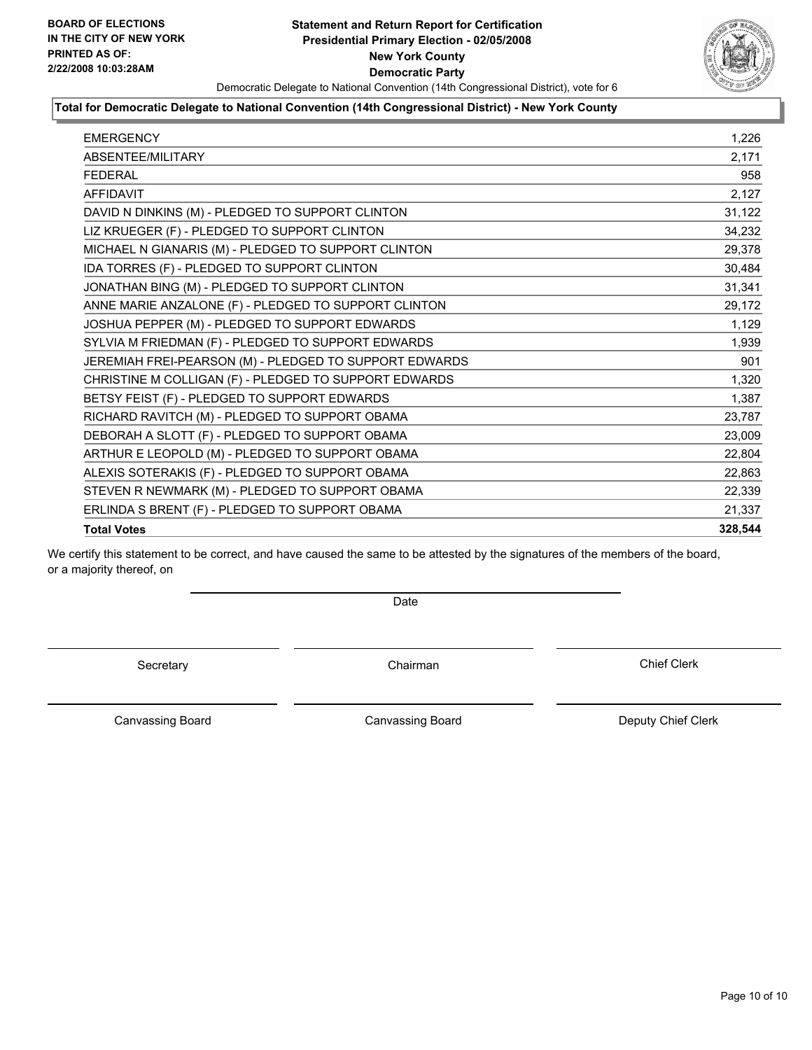**BOARD OF ELECTIONS IN THE CITY OF NEW YORK PRINTED AS OF: 2/22/2008 10:03:28AM**

# Statement and Return Report for Certification
## Presidential Primary Election - 02/05/2008
## New York County
## Democratic Party

Democratic Delegate to National Convention (14th Congressional District), vote for 6

### Total for Democratic Delegate to National Convention (14th Congressional District) - New York County

| | |
|---|---|
| EMERGENCY | 1,226 |
| ABSENTEE/MILITARY | 2,171 |
| FEDERAL | 958 |
| AFFIDAVIT | 2,127 |
| DAVID N DINKINS (M) - PLEDGED TO SUPPORT CLINTON | 31,122 |
| LIZ KRUEGER (F) - PLEDGED TO SUPPORT CLINTON | 34,232 |
| MICHAEL N GIANARIS (M) - PLEDGED TO SUPPORT CLINTON | 29,378 |
| IDA TORRES (F) - PLEDGED TO SUPPORT CLINTON | 30,484 |
| JONATHAN BING (M) - PLEDGED TO SUPPORT CLINTON | 31,341 |
| ANNE MARIE ANZALONE (F) - PLEDGED TO SUPPORT CLINTON | 29,172 |
| JOSHUA PEPPER (M) - PLEDGED TO SUPPORT EDWARDS | 1,129 |
| SYLVIA M FRIEDMAN (F) - PLEDGED TO SUPPORT EDWARDS | 1,939 |
| JEREMIAH FREI-PEARSON (M) - PLEDGED TO SUPPORT EDWARDS | 901 |
| CHRISTINE M COLLIGAN (F) - PLEDGED TO SUPPORT EDWARDS | 1,320 |
| BETSY FEIST (F) - PLEDGED TO SUPPORT EDWARDS | 1,387 |
| RICHARD RAVITCH (M) - PLEDGED TO SUPPORT OBAMA | 23,787 |
| DEBORAH A SLOTT (F) - PLEDGED TO SUPPORT OBAMA | 23,009 |
| ARTHUR E LEOPOLD (M) - PLEDGED TO SUPPORT OBAMA | 22,804 |
| ALEXIS SOTERAKIS (F) - PLEDGED TO SUPPORT OBAMA | 22,863 |
| STEVEN R NEWMARK (M) - PLEDGED TO SUPPORT OBAMA | 22,339 |
| ERLINDA S BRENT (F) - PLEDGED TO SUPPORT OBAMA | 21,337 |
| **Total Votes** | **328,544** |

We certify this statement to be correct, and have caused the same to be attested by the signatures of the members of the board, or a majority thereof, on

Date

Secretary | Chairman | Chief Clerk

Canvassing Board | Canvassing Board | Deputy Chief Clerk